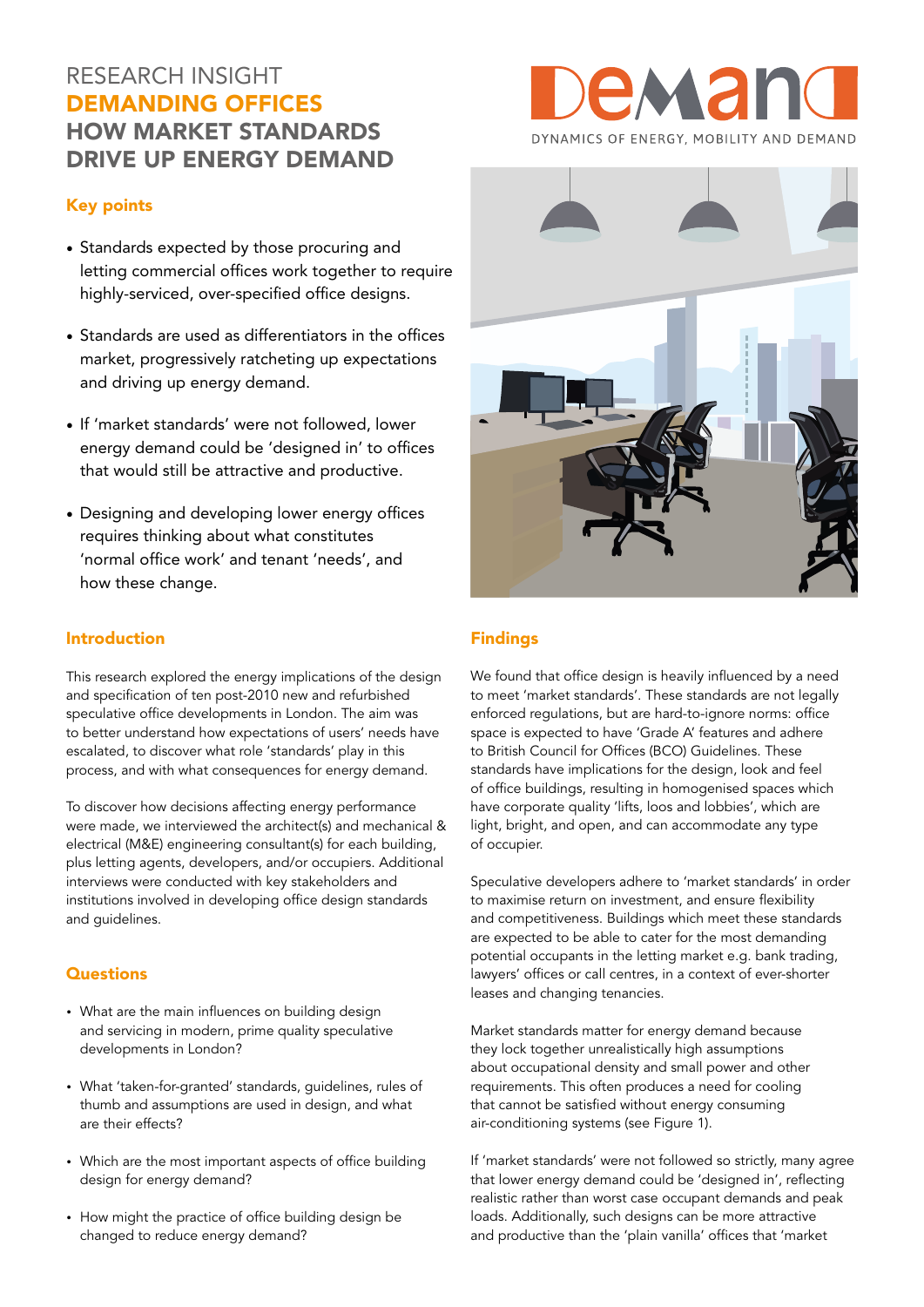RESEARCH INSIGHT

# DEMANDING OFFICES
# HOW MARKET STANDARDS DRIVE UP ENERGY DEMAND

DEMAND
DYNAMICS OF ENERGY, MOBILITY AND DEMAND

## Key points

- Standards expected by those procuring and letting commercial offices work together to require highly-serviced, over-specified office designs.
- Standards are used as differentiators in the offices market, progressively ratcheting up expectations and driving up energy demand.
- If 'market standards' were not followed, lower energy demand could be 'designed in' to offices that would still be attractive and productive.
- Designing and developing lower energy offices requires thinking about what constitutes 'normal office work' and tenant 'needs', and how these change.

## Introduction

This research explored the energy implications of the design and specification of ten post-2010 new and refurbished speculative office developments in London. The aim was to better understand how expectations of users' needs have escalated, to discover what role 'standards' play in this process, and with what consequences for energy demand.

To discover how decisions affecting energy performance were made, we interviewed the architect(s) and mechanical & electrical (M&E) engineering consultant(s) for each building, plus letting agents, developers, and/or occupiers. Additional interviews were conducted with key stakeholders and institutions involved in developing office design standards and guidelines.

## Questions

- What are the main influences on building design and servicing in modern, prime quality speculative developments in London?
- What 'taken-for-granted' standards, guidelines, rules of thumb and assumptions are used in design, and what are their effects?
- Which are the most important aspects of office building design for energy demand?
- How might the practice of office building design be changed to reduce energy demand?

## Findings

We found that office design is heavily influenced by a need to meet 'market standards'. These standards are not legally enforced regulations, but are hard-to-ignore norms: office space is expected to have 'Grade A' features and adhere to British Council for Offices (BCO) Guidelines. These standards have implications for the design, look and feel of office buildings, resulting in homogenised spaces which have corporate quality 'lifts, loos and lobbies', which are light, bright, and open, and can accommodate any type of occupier.

Speculative developers adhere to 'market standards' in order to maximise return on investment, and ensure flexibility and competitiveness. Buildings which meet these standards are expected to be able to cater for the most demanding potential occupants in the letting market e.g. bank trading, lawyers' offices or call centres, in a context of ever-shorter leases and changing tenancies.

Market standards matter for energy demand because they lock together unrealistically high assumptions about occupational density and small power and other requirements. This often produces a need for cooling that cannot be satisfied without energy consuming air-conditioning systems (see Figure 1).

If 'market standards' were not followed so strictly, many agree that lower energy demand could be 'designed in', reflecting realistic rather than worst case occupant demands and peak loads. Additionally, such designs can be more attractive and productive than the 'plain vanilla' offices that 'market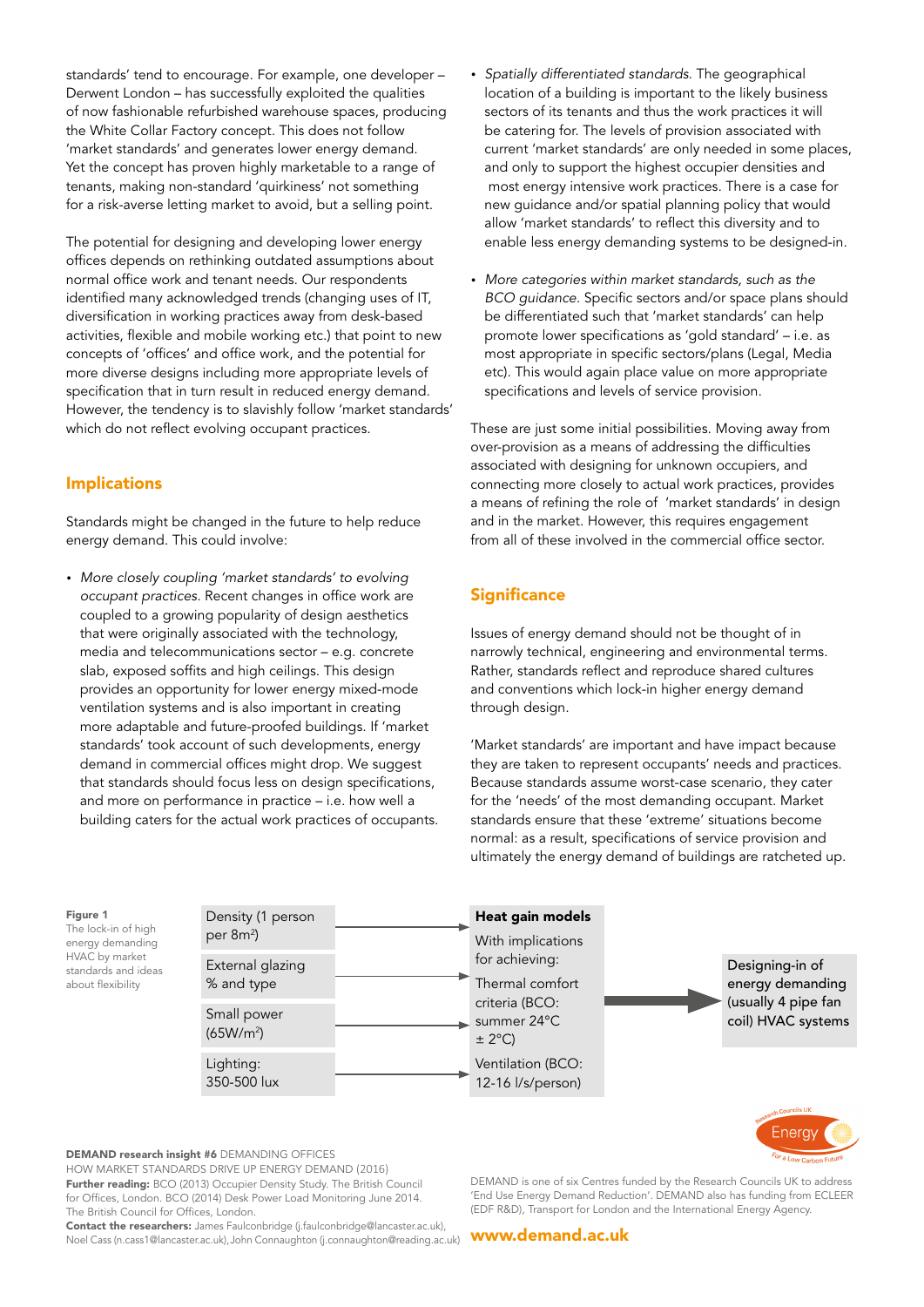standards' tend to encourage. For example, one developer – Derwent London – has successfully exploited the qualities of now fashionable refurbished warehouse spaces, producing the White Collar Factory concept. This does not follow 'market standards' and generates lower energy demand. Yet the concept has proven highly marketable to a range of tenants, making non-standard 'quirkiness' not something for a risk-averse letting market to avoid, but a selling point.

The potential for designing and developing lower energy offices depends on rethinking outdated assumptions about normal office work and tenant needs. Our respondents identified many acknowledged trends (changing uses of IT, diversification in working practices away from desk-based activities, flexible and mobile working etc.) that point to new concepts of 'offices' and office work, and the potential for more diverse designs including more appropriate levels of specification that in turn result in reduced energy demand. However, the tendency is to slavishly follow 'market standards' which do not reflect evolving occupant practices.

## Implications

Standards might be changed in the future to help reduce energy demand. This could involve:

- *More closely coupling 'market standards' to evolving occupant practices.* Recent changes in office work are coupled to a growing popularity of design aesthetics that were originally associated with the technology, media and telecommunications sector – e.g. concrete slab, exposed soffits and high ceilings. This design provides an opportunity for lower energy mixed-mode ventilation systems and is also important in creating more adaptable and future-proofed buildings. If 'market standards' took account of such developments, energy demand in commercial offices might drop. We suggest that standards should focus less on design specifications, and more on performance in practice – i.e. how well a building caters for the actual work practices of occupants.
- *Spatially differentiated standards.* The geographical location of a building is important to the likely business sectors of its tenants and thus the work practices it will be catering for. The levels of provision associated with current 'market standards' are only needed in some places, and only to support the highest occupier densities and most energy intensive work practices. There is a case for new guidance and/or spatial planning policy that would allow 'market standards' to reflect this diversity and to enable less energy demanding systems to be designed-in.
- *More categories within market standards, such as the BCO guidance.* Specific sectors and/or space plans should be differentiated such that 'market standards' can help promote lower specifications as 'gold standard' – i.e. as most appropriate in specific sectors/plans (Legal, Media etc). This would again place value on more appropriate specifications and levels of service provision.

These are just some initial possibilities. Moving away from over-provision as a means of addressing the difficulties associated with designing for unknown occupiers, and connecting more closely to actual work practices, provides a means of refining the role of 'market standards' in design and in the market. However, this requires engagement from all of these involved in the commercial office sector.

## Significance

Issues of energy demand should not be thought of in narrowly technical, engineering and environmental terms. Rather, standards reflect and reproduce shared cultures and conventions which lock-in higher energy demand through design.

'Market standards' are important and have impact because they are taken to represent occupants' needs and practices. Because standards assume worst-case scenario, they cater for the 'needs' of the most demanding occupant. Market standards ensure that these 'extreme' situations become normal: as a result, specifications of service provision and ultimately the energy demand of buildings are ratcheted up.

**Figure 1**
The lock-in of high energy demanding HVAC by market standards and ideas about flexibility

Density (1 person per 8m$^2$)

External glazing % and type

Small power (65W/m$^2$)

Lighting: 350-500 lux

**Heat gain models**
With implications for achieving:
Thermal comfort criteria (BCO: summer 24°C ± 2°C)
Ventilation (BCO: 12-16 l/s/person)

Designing-in of energy demanding (usually 4 pipe fan coil) HVAC systems

**DEMAND research insight #6** DEMANDING OFFICES
HOW MARKET STANDARDS DRIVE UP ENERGY DEMAND (2016)
**Further reading:** BCO (2013) Occupier Density Study. The British Council for Offices, London. BCO (2014) Desk Power Load Monitoring June 2014. The British Council for Offices, London.
**Contact the researchers:** James Faulconbridge (j.faulconbridge@lancaster.ac.uk), Noel Cass (n.cass1@lancaster.ac.uk), John Connaughton (j.connaughton@reading.ac.uk)

DEMAND is one of six Centres funded by the Research Councils UK to address 'End Use Energy Demand Reduction'. DEMAND also has funding from ECLEER (EDF R&D), Transport for London and the International Energy Agency.

**www.demand.ac.uk**